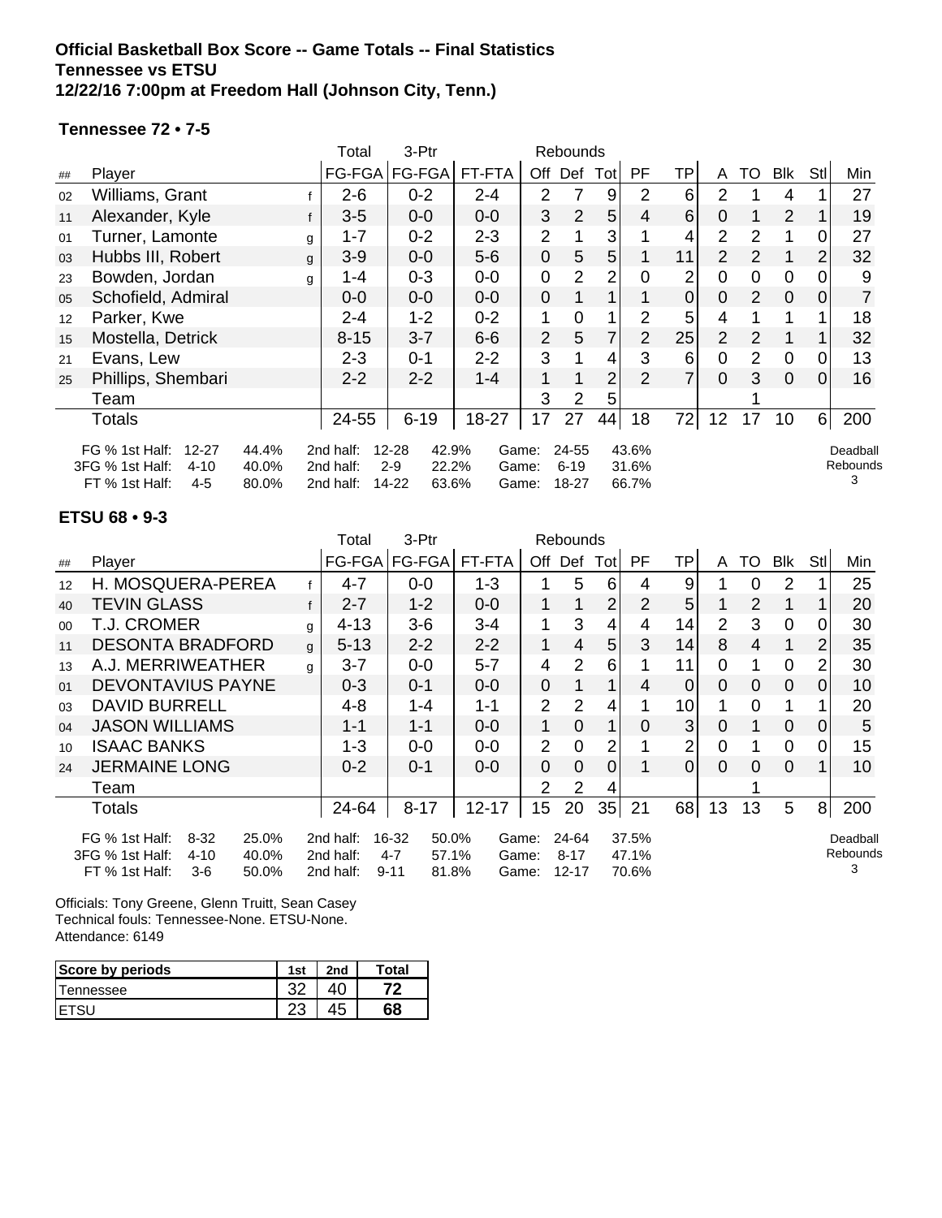**Official Basketball Box Score -- Game Totals -- Final Statistics**
**Tennessee vs ETSU**
**12/22/16 7:00pm at Freedom Hall (Johnson City, Tenn.)**

### Tennessee 72 • 7-5

| ## | Player | | Total FG-FGA | 3-Ptr FG-FGA | FT-FTA | Rebounds Off | Def | Tot | PF | TP | A | TO | Blk | Stl | Min |
|---|---|---|---|---|---|---|---|---|---|---|---|---|---|---|---|
| 02 | Williams, Grant | f | 2-6 | 0-2 | 2-4 | 2 | 7 | 9 | 2 | 6 | 2 | 1 | 4 | 1 | 27 |
| 11 | Alexander, Kyle | f | 3-5 | 0-0 | 0-0 | 3 | 2 | 5 | 4 | 6 | 0 | 1 | 2 | 1 | 19 |
| 01 | Turner, Lamonte | g | 1-7 | 0-2 | 2-3 | 2 | 1 | 3 | 1 | 4 | 2 | 2 | 1 | 0 | 27 |
| 03 | Hubbs III, Robert | g | 3-9 | 0-0 | 5-6 | 0 | 5 | 5 | 1 | 11 | 2 | 2 | 1 | 2 | 32 |
| 23 | Bowden, Jordan | g | 1-4 | 0-3 | 0-0 | 0 | 2 | 2 | 0 | 2 | 0 | 0 | 0 | 0 | 9 |
| 05 | Schofield, Admiral | | 0-0 | 0-0 | 0-0 | 0 | 1 | 1 | 1 | 0 | 0 | 2 | 0 | 0 | 7 |
| 12 | Parker, Kwe | | 2-4 | 1-2 | 0-2 | 1 | 0 | 1 | 2 | 5 | 4 | 1 | 1 | 1 | 18 |
| 15 | Mostella, Detrick | | 8-15 | 3-7 | 6-6 | 2 | 5 | 7 | 2 | 25 | 2 | 2 | 1 | 1 | 32 |
| 21 | Evans, Lew | | 2-3 | 0-1 | 2-2 | 3 | 1 | 4 | 3 | 6 | 0 | 2 | 0 | 0 | 13 |
| 25 | Phillips, Shembari | | 2-2 | 2-2 | 1-4 | 1 | 1 | 2 | 2 | 7 | 0 | 3 | 0 | 0 | 16 |
| | Team | | | | | 3 | 2 | 5 | | | | 1 | | | |
| | Totals | | 24-55 | 6-19 | 18-27 | 17 | 27 | 44 | 18 | 72 | 12 | 17 | 10 | 6 | 200 |

| | | | | | | | | | |
|---|---|---|---|---|---|---|---|---|---|
| FG % 1st Half: | 12-27 | 44.4% | 2nd half: | 12-28 | 42.9% | Game: | 24-55 | 43.6% | Deadball Rebounds 3 |
| 3FG % 1st Half: | 4-10 | 40.0% | 2nd half: | 2-9 | 22.2% | Game: | 6-19 | 31.6% | |
| FT % 1st Half: | 4-5 | 80.0% | 2nd half: | 14-22 | 63.6% | Game: | 18-27 | 66.7% | |

### ETSU 68 • 9-3

| ## | Player | | Total FG-FGA | 3-Ptr FG-FGA | FT-FTA | Rebounds Off | Def | Tot | PF | TP | A | TO | Blk | Stl | Min |
|---|---|---|---|---|---|---|---|---|---|---|---|---|---|---|---|
| 12 | H. MOSQUERA-PEREA | f | 4-7 | 0-0 | 1-3 | 1 | 5 | 6 | 4 | 9 | 1 | 0 | 2 | 1 | 25 |
| 40 | TEVIN GLASS | f | 2-7 | 1-2 | 0-0 | 1 | 1 | 2 | 2 | 5 | 1 | 2 | 1 | 1 | 20 |
| 00 | T.J. CROMER | g | 4-13 | 3-6 | 3-4 | 1 | 3 | 4 | 4 | 14 | 2 | 3 | 0 | 0 | 30 |
| 11 | DESONTA BRADFORD | g | 5-13 | 2-2 | 2-2 | 1 | 4 | 5 | 3 | 14 | 8 | 4 | 1 | 2 | 35 |
| 13 | A.J. MERRIWEATHER | g | 3-7 | 0-0 | 5-7 | 4 | 2 | 6 | 1 | 11 | 0 | 1 | 0 | 2 | 30 |
| 01 | DEVONTAVIUS PAYNE | | 0-3 | 0-1 | 0-0 | 0 | 1 | 1 | 4 | 0 | 0 | 0 | 0 | 0 | 10 |
| 03 | DAVID BURRELL | | 4-8 | 1-4 | 1-1 | 2 | 2 | 4 | 1 | 10 | 1 | 0 | 1 | 1 | 20 |
| 04 | JASON WILLIAMS | | 1-1 | 1-1 | 0-0 | 1 | 0 | 1 | 0 | 3 | 0 | 1 | 0 | 0 | 5 |
| 10 | ISAAC BANKS | | 1-3 | 0-0 | 0-0 | 2 | 0 | 2 | 1 | 2 | 0 | 1 | 0 | 0 | 15 |
| 24 | JERMAINE LONG | | 0-2 | 0-1 | 0-0 | 0 | 0 | 0 | 1 | 0 | 0 | 0 | 0 | 1 | 10 |
| | Team | | | | | 2 | 2 | 4 | | | | 1 | | | |
| | Totals | | 24-64 | 8-17 | 12-17 | 15 | 20 | 35 | 21 | 68 | 13 | 13 | 5 | 8 | 200 |

| | | | | | | | | | |
|---|---|---|---|---|---|---|---|---|---|
| FG % 1st Half: | 8-32 | 25.0% | 2nd half: | 16-32 | 50.0% | Game: | 24-64 | 37.5% | Deadball Rebounds 3 |
| 3FG % 1st Half: | 4-10 | 40.0% | 2nd half: | 4-7 | 57.1% | Game: | 8-17 | 47.1% | |
| FT % 1st Half: | 3-6 | 50.0% | 2nd half: | 9-11 | 81.8% | Game: | 12-17 | 70.6% | |

Officials: Tony Greene, Glenn Truitt, Sean Casey
Technical fouls: Tennessee-None. ETSU-None.
Attendance: 6149

| Score by periods | 1st | 2nd | Total |
|---|---|---|---|
| Tennessee | 32 | 40 | **72** |
| ETSU | 23 | 45 | **68** |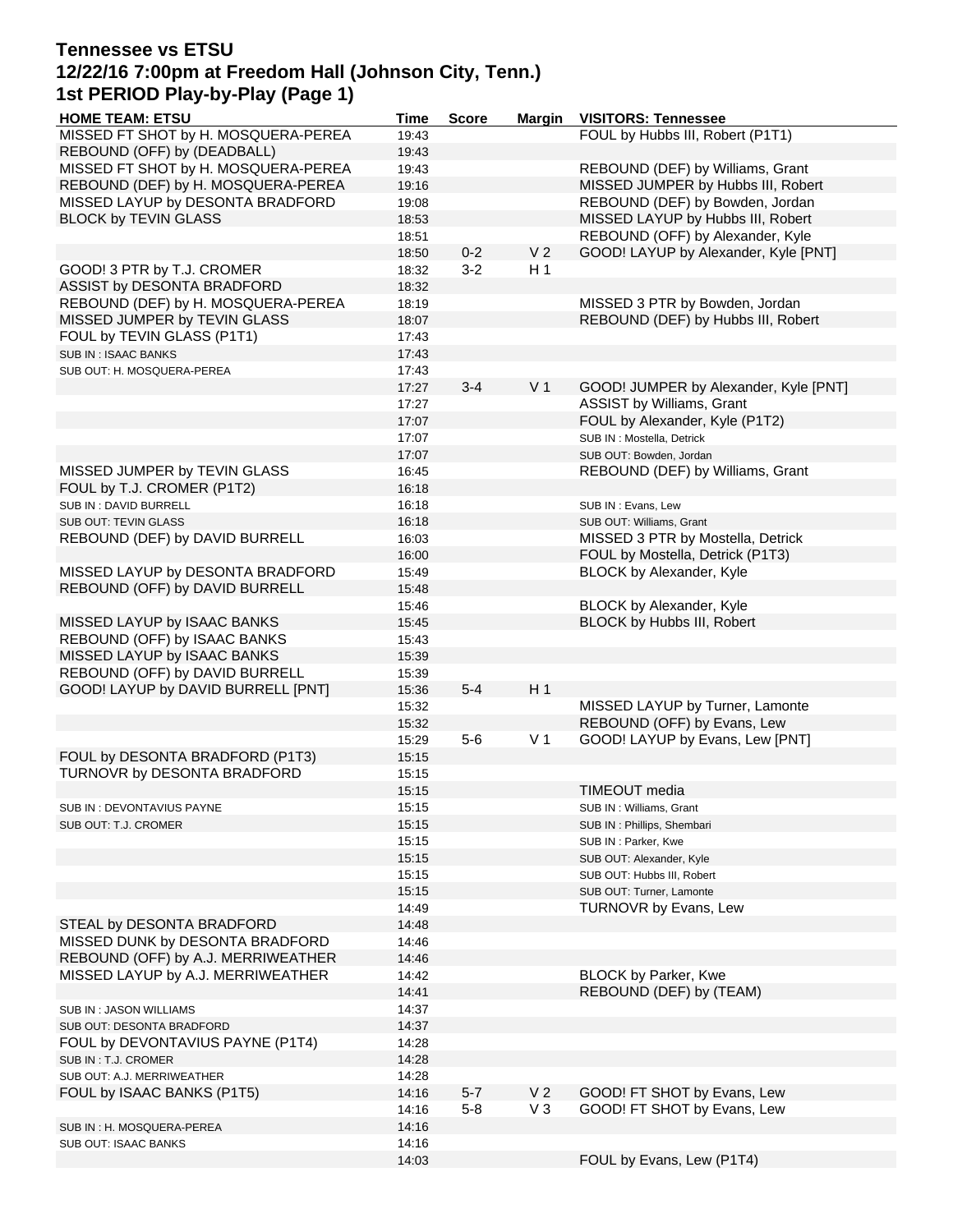# Tennessee vs ETSU
## 12/22/16 7:00pm at Freedom Hall (Johnson City, Tenn.)
## 1st PERIOD Play-by-Play (Page 1)

| HOME TEAM: ETSU | Time | Score | Margin | VISITORS: Tennessee |
|---|---|---|---|---|
| MISSED FT SHOT by H. MOSQUERA-PEREA | 19:43 | | | FOUL by Hubbs III, Robert (P1T1) |
| REBOUND (OFF) by (DEADBALL) | 19:43 | | | |
| MISSED FT SHOT by H. MOSQUERA-PEREA | 19:43 | | | REBOUND (DEF) by Williams, Grant |
| REBOUND (DEF) by H. MOSQUERA-PEREA | 19:16 | | | MISSED JUMPER by Hubbs III, Robert |
| MISSED LAYUP by DESONTA BRADFORD | 19:08 | | | REBOUND (DEF) by Bowden, Jordan |
| BLOCK by TEVIN GLASS | 18:53 | | | MISSED LAYUP by Hubbs III, Robert |
| | 18:51 | | | REBOUND (OFF) by Alexander, Kyle |
| | 18:50 | 0-2 | V 2 | GOOD! LAYUP by Alexander, Kyle [PNT] |
| GOOD! 3 PTR by T.J. CROMER | 18:32 | 3-2 | H 1 | |
| ASSIST by DESONTA BRADFORD | 18:32 | | | |
| REBOUND (DEF) by H. MOSQUERA-PEREA | 18:19 | | | MISSED 3 PTR by Bowden, Jordan |
| MISSED JUMPER by TEVIN GLASS | 18:07 | | | REBOUND (DEF) by Hubbs III, Robert |
| FOUL by TEVIN GLASS (P1T1) | 17:43 | | | |
| SUB IN : ISAAC BANKS | 17:43 | | | |
| SUB OUT: H. MOSQUERA-PEREA | 17:43 | | | |
| | 17:27 | 3-4 | V 1 | GOOD! JUMPER by Alexander, Kyle [PNT] |
| | 17:27 | | | ASSIST by Williams, Grant |
| | 17:07 | | | FOUL by Alexander, Kyle (P1T2) |
| | 17:07 | | | SUB IN : Mostella, Detrick |
| | 17:07 | | | SUB OUT: Bowden, Jordan |
| MISSED JUMPER by TEVIN GLASS | 16:45 | | | REBOUND (DEF) by Williams, Grant |
| FOUL by T.J. CROMER (P1T2) | 16:18 | | | |
| SUB IN : DAVID BURRELL | 16:18 | | | SUB IN : Evans, Lew |
| SUB OUT: TEVIN GLASS | 16:18 | | | SUB OUT: Williams, Grant |
| REBOUND (DEF) by DAVID BURRELL | 16:03 | | | MISSED 3 PTR by Mostella, Detrick |
| | 16:00 | | | FOUL by Mostella, Detrick (P1T3) |
| MISSED LAYUP by DESONTA BRADFORD | 15:49 | | | BLOCK by Alexander, Kyle |
| REBOUND (OFF) by DAVID BURRELL | 15:48 | | | |
| | 15:46 | | | BLOCK by Alexander, Kyle |
| MISSED LAYUP by ISAAC BANKS | 15:45 | | | BLOCK by Hubbs III, Robert |
| REBOUND (OFF) by ISAAC BANKS | 15:43 | | | |
| MISSED LAYUP by ISAAC BANKS | 15:39 | | | |
| REBOUND (OFF) by DAVID BURRELL | 15:39 | | | |
| GOOD! LAYUP by DAVID BURRELL [PNT] | 15:36 | 5-4 | H 1 | |
| | 15:32 | | | MISSED LAYUP by Turner, Lamonte |
| | 15:32 | | | REBOUND (OFF) by Evans, Lew |
| | 15:29 | 5-6 | V 1 | GOOD! LAYUP by Evans, Lew [PNT] |
| FOUL by DESONTA BRADFORD (P1T3) | 15:15 | | | |
| TURNOVR by DESONTA BRADFORD | 15:15 | | | |
| | 15:15 | | | TIMEOUT media |
| SUB IN : DEVONTAVIUS PAYNE | 15:15 | | | SUB IN : Williams, Grant |
| SUB OUT: T.J. CROMER | 15:15 | | | SUB IN : Phillips, Shembari |
| | 15:15 | | | SUB IN : Parker, Kwe |
| | 15:15 | | | SUB OUT: Alexander, Kyle |
| | 15:15 | | | SUB OUT: Hubbs III, Robert |
| | 15:15 | | | SUB OUT: Turner, Lamonte |
| | 14:49 | | | TURNOVR by Evans, Lew |
| STEAL by DESONTA BRADFORD | 14:48 | | | |
| MISSED DUNK by DESONTA BRADFORD | 14:46 | | | |
| REBOUND (OFF) by A.J. MERRIWEATHER | 14:46 | | | |
| MISSED LAYUP by A.J. MERRIWEATHER | 14:42 | | | BLOCK by Parker, Kwe |
| | 14:41 | | | REBOUND (DEF) by (TEAM) |
| SUB IN : JASON WILLIAMS | 14:37 | | | |
| SUB OUT: DESONTA BRADFORD | 14:37 | | | |
| FOUL by DEVONTAVIUS PAYNE (P1T4) | 14:28 | | | |
| SUB IN : T.J. CROMER | 14:28 | | | |
| SUB OUT: A.J. MERRIWEATHER | 14:28 | | | |
| FOUL by ISAAC BANKS (P1T5) | 14:16 | 5-7 | V 2 | GOOD! FT SHOT by Evans, Lew |
| | 14:16 | 5-8 | V 3 | GOOD! FT SHOT by Evans, Lew |
| SUB IN : H. MOSQUERA-PEREA | 14:16 | | | |
| SUB OUT: ISAAC BANKS | 14:16 | | | |
| | 14:03 | | | FOUL by Evans, Lew (P1T4) |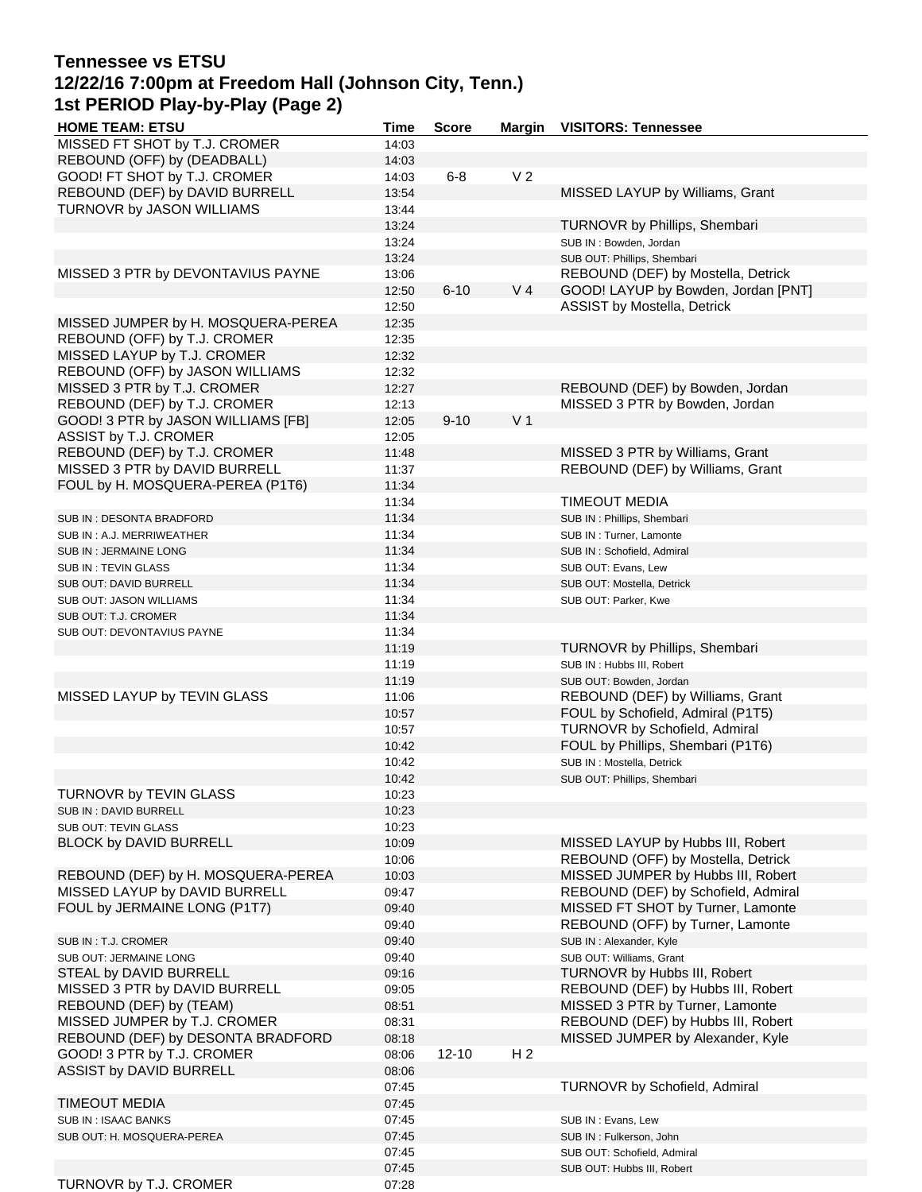# Tennessee vs ETSU
## 12/22/16 7:00pm at Freedom Hall (Johnson City, Tenn.)
## 1st PERIOD Play-by-Play (Page 2)

| HOME TEAM: ETSU | Time | Score | Margin | VISITORS: Tennessee |
|---|---|---|---|---|
| MISSED FT SHOT by T.J. CROMER | 14:03 | | | |
| REBOUND (OFF) by (DEADBALL) | 14:03 | | | |
| GOOD! FT SHOT by T.J. CROMER | 14:03 | 6-8 | V 2 | |
| REBOUND (DEF) by DAVID BURRELL | 13:54 | | | MISSED LAYUP by Williams, Grant |
| TURNOVR by JASON WILLIAMS | 13:44 | | | |
| | 13:24 | | | TURNOVR by Phillips, Shembari |
| | 13:24 | | | SUB IN : Bowden, Jordan |
| | 13:24 | | | SUB OUT: Phillips, Shembari |
| MISSED 3 PTR by DEVONTAVIUS PAYNE | 13:06 | | | REBOUND (DEF) by Mostella, Detrick |
| | 12:50 | 6-10 | V 4 | GOOD! LAYUP by Bowden, Jordan [PNT] |
| | 12:50 | | | ASSIST by Mostella, Detrick |
| MISSED JUMPER by H. MOSQUERA-PEREA | 12:35 | | | |
| REBOUND (OFF) by T.J. CROMER | 12:35 | | | |
| MISSED LAYUP by T.J. CROMER | 12:32 | | | |
| REBOUND (OFF) by JASON WILLIAMS | 12:32 | | | |
| MISSED 3 PTR by T.J. CROMER | 12:27 | | | REBOUND (DEF) by Bowden, Jordan |
| REBOUND (DEF) by T.J. CROMER | 12:13 | | | MISSED 3 PTR by Bowden, Jordan |
| GOOD! 3 PTR by JASON WILLIAMS [FB] | 12:05 | 9-10 | V 1 | |
| ASSIST by T.J. CROMER | 12:05 | | | |
| REBOUND (DEF) by T.J. CROMER | 11:48 | | | MISSED 3 PTR by Williams, Grant |
| MISSED 3 PTR by DAVID BURRELL | 11:37 | | | REBOUND (DEF) by Williams, Grant |
| FOUL by H. MOSQUERA-PEREA (P1T6) | 11:34 | | | |
| | 11:34 | | | TIMEOUT MEDIA |
| SUB IN : DESONTA BRADFORD | 11:34 | | | SUB IN : Phillips, Shembari |
| SUB IN : A.J. MERRIWEATHER | 11:34 | | | SUB IN : Turner, Lamonte |
| SUB IN : JERMAINE LONG | 11:34 | | | SUB IN : Schofield, Admiral |
| SUB IN : TEVIN GLASS | 11:34 | | | SUB OUT: Evans, Lew |
| SUB OUT: DAVID BURRELL | 11:34 | | | SUB OUT: Mostella, Detrick |
| SUB OUT: JASON WILLIAMS | 11:34 | | | SUB OUT: Parker, Kwe |
| SUB OUT: T.J. CROMER | 11:34 | | | |
| SUB OUT: DEVONTAVIUS PAYNE | 11:34 | | | |
| | 11:19 | | | TURNOVR by Phillips, Shembari |
| | 11:19 | | | SUB IN : Hubbs III, Robert |
| | 11:19 | | | SUB OUT: Bowden, Jordan |
| MISSED LAYUP by TEVIN GLASS | 11:06 | | | REBOUND (DEF) by Williams, Grant |
| | 10:57 | | | FOUL by Schofield, Admiral (P1T5) |
| | 10:57 | | | TURNOVR by Schofield, Admiral |
| | 10:42 | | | FOUL by Phillips, Shembari (P1T6) |
| | 10:42 | | | SUB IN : Mostella, Detrick |
| | 10:42 | | | SUB OUT: Phillips, Shembari |
| TURNOVR by TEVIN GLASS | 10:23 | | | |
| SUB IN : DAVID BURRELL | 10:23 | | | |
| SUB OUT: TEVIN GLASS | 10:23 | | | |
| BLOCK by DAVID BURRELL | 10:09 | | | MISSED LAYUP by Hubbs III, Robert |
| | 10:06 | | | REBOUND (OFF) by Mostella, Detrick |
| REBOUND (DEF) by H. MOSQUERA-PEREA | 10:03 | | | MISSED JUMPER by Hubbs III, Robert |
| MISSED LAYUP by DAVID BURRELL | 09:47 | | | REBOUND (DEF) by Schofield, Admiral |
| FOUL by JERMAINE LONG (P1T7) | 09:40 | | | MISSED FT SHOT by Turner, Lamonte |
| | 09:40 | | | REBOUND (OFF) by Turner, Lamonte |
| SUB IN : T.J. CROMER | 09:40 | | | SUB IN : Alexander, Kyle |
| SUB OUT: JERMAINE LONG | 09:40 | | | SUB OUT: Williams, Grant |
| STEAL by DAVID BURRELL | 09:16 | | | TURNOVR by Hubbs III, Robert |
| MISSED 3 PTR by DAVID BURRELL | 09:05 | | | REBOUND (DEF) by Hubbs III, Robert |
| REBOUND (DEF) by (TEAM) | 08:51 | | | MISSED 3 PTR by Turner, Lamonte |
| MISSED JUMPER by T.J. CROMER | 08:31 | | | REBOUND (DEF) by Hubbs III, Robert |
| REBOUND (DEF) by DESONTA BRADFORD | 08:18 | | | MISSED JUMPER by Alexander, Kyle |
| GOOD! 3 PTR by T.J. CROMER | 08:06 | 12-10 | H 2 | |
| ASSIST by DAVID BURRELL | 08:06 | | | |
| | 07:45 | | | TURNOVR by Schofield, Admiral |
| TIMEOUT MEDIA | 07:45 | | | |
| SUB IN : ISAAC BANKS | 07:45 | | | SUB IN : Evans, Lew |
| SUB OUT: H. MOSQUERA-PEREA | 07:45 | | | SUB IN : Fulkerson, John |
| | 07:45 | | | SUB OUT: Schofield, Admiral |
| | 07:45 | | | SUB OUT: Hubbs III, Robert |
| TURNOVR by T.J. CROMER | 07:28 | | | |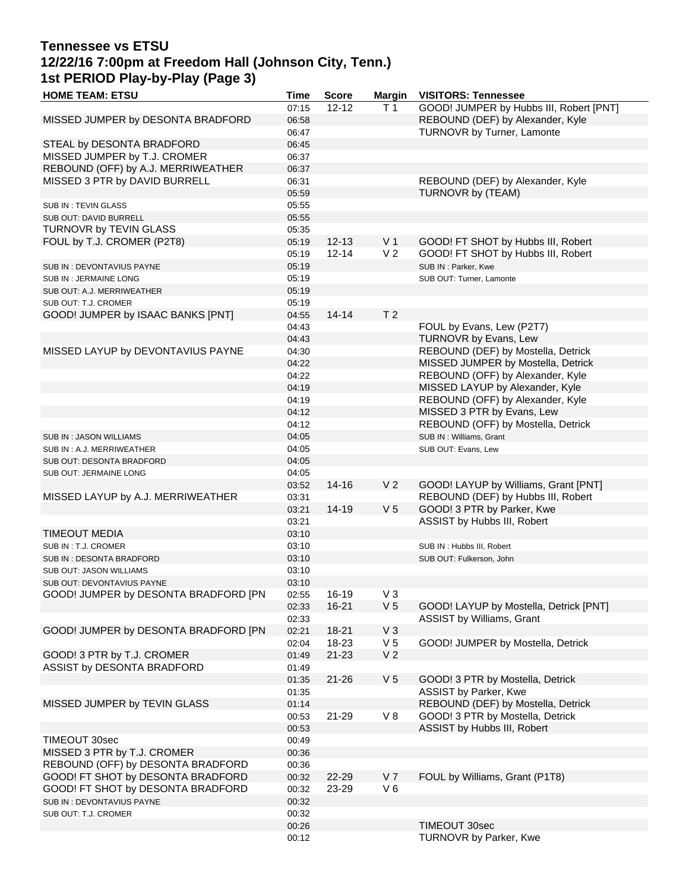# Tennessee vs ETSU
## 12/22/16 7:00pm at Freedom Hall (Johnson City, Tenn.)
## 1st PERIOD Play-by-Play (Page 3)

| HOME TEAM: ETSU | Time | Score | Margin | VISITORS: Tennessee |
|---|---|---|---|---|
| | 07:15 | 12-12 | T 1 | GOOD! JUMPER by Hubbs III, Robert [PNT] |
| MISSED JUMPER by DESONTA BRADFORD | 06:58 | | | REBOUND (DEF) by Alexander, Kyle |
| | 06:47 | | | TURNOVR by Turner, Lamonte |
| STEAL by DESONTA BRADFORD | 06:45 | | | |
| MISSED JUMPER by T.J. CROMER | 06:37 | | | |
| REBOUND (OFF) by A.J. MERRIWEATHER | 06:37 | | | |
| MISSED 3 PTR by DAVID BURRELL | 06:31 | | | REBOUND (DEF) by Alexander, Kyle |
| | 05:59 | | | TURNOVR by (TEAM) |
| SUB IN : TEVIN GLASS | 05:55 | | | |
| SUB OUT: DAVID BURRELL | 05:55 | | | |
| TURNOVR by TEVIN GLASS | 05:35 | | | |
| FOUL by T.J. CROMER (P2T8) | 05:19 | 12-13 | V 1 | GOOD! FT SHOT by Hubbs III, Robert |
| | 05:19 | 12-14 | V 2 | GOOD! FT SHOT by Hubbs III, Robert |
| SUB IN : DEVONTAVIUS PAYNE | 05:19 | | | SUB IN : Parker, Kwe |
| SUB IN : JERMAINE LONG | 05:19 | | | SUB OUT: Turner, Lamonte |
| SUB OUT: A.J. MERRIWEATHER | 05:19 | | | |
| SUB OUT: T.J. CROMER | 05:19 | | | |
| GOOD! JUMPER by ISAAC BANKS [PNT] | 04:55 | 14-14 | T 2 | |
| | 04:43 | | | FOUL by Evans, Lew (P2T7) |
| | 04:43 | | | TURNOVR by Evans, Lew |
| MISSED LAYUP by DEVONTAVIUS PAYNE | 04:30 | | | REBOUND (DEF) by Mostella, Detrick |
| | 04:22 | | | MISSED JUMPER by Mostella, Detrick |
| | 04:22 | | | REBOUND (OFF) by Alexander, Kyle |
| | 04:19 | | | MISSED LAYUP by Alexander, Kyle |
| | 04:19 | | | REBOUND (OFF) by Alexander, Kyle |
| | 04:12 | | | MISSED 3 PTR by Evans, Lew |
| | 04:12 | | | REBOUND (OFF) by Mostella, Detrick |
| SUB IN : JASON WILLIAMS | 04:05 | | | SUB IN : Williams, Grant |
| SUB IN : A.J. MERRIWEATHER | 04:05 | | | SUB OUT: Evans, Lew |
| SUB OUT: DESONTA BRADFORD | 04:05 | | | |
| SUB OUT: JERMAINE LONG | 04:05 | | | |
| | 03:52 | 14-16 | V 2 | GOOD! LAYUP by Williams, Grant [PNT] |
| MISSED LAYUP by A.J. MERRIWEATHER | 03:31 | | | REBOUND (DEF) by Hubbs III, Robert |
| | 03:21 | 14-19 | V 5 | GOOD! 3 PTR by Parker, Kwe |
| | 03:21 | | | ASSIST by Hubbs III, Robert |
| TIMEOUT MEDIA | 03:10 | | | |
| SUB IN : T.J. CROMER | 03:10 | | | SUB IN : Hubbs III, Robert |
| SUB IN : DESONTA BRADFORD | 03:10 | | | SUB OUT: Fulkerson, John |
| SUB OUT: JASON WILLIAMS | 03:10 | | | |
| SUB OUT: DEVONTAVIUS PAYNE | 03:10 | | | |
| GOOD! JUMPER by DESONTA BRADFORD [PN | 02:55 | 16-19 | V 3 | |
| | 02:33 | 16-21 | V 5 | GOOD! LAYUP by Mostella, Detrick [PNT] |
| | 02:33 | | | ASSIST by Williams, Grant |
| GOOD! JUMPER by DESONTA BRADFORD [PN | 02:21 | 18-21 | V 3 | |
| | 02:04 | 18-23 | V 5 | GOOD! JUMPER by Mostella, Detrick |
| GOOD! 3 PTR by T.J. CROMER | 01:49 | 21-23 | V 2 | |
| ASSIST by DESONTA BRADFORD | 01:49 | | | |
| | 01:35 | 21-26 | V 5 | GOOD! 3 PTR by Mostella, Detrick |
| | 01:35 | | | ASSIST by Parker, Kwe |
| MISSED JUMPER by TEVIN GLASS | 01:14 | | | REBOUND (DEF) by Mostella, Detrick |
| | 00:53 | 21-29 | V 8 | GOOD! 3 PTR by Mostella, Detrick |
| | 00:53 | | | ASSIST by Hubbs III, Robert |
| TIMEOUT 30sec | 00:49 | | | |
| MISSED 3 PTR by T.J. CROMER | 00:36 | | | |
| REBOUND (OFF) by DESONTA BRADFORD | 00:36 | | | |
| GOOD! FT SHOT by DESONTA BRADFORD | 00:32 | 22-29 | V 7 | FOUL by Williams, Grant (P1T8) |
| GOOD! FT SHOT by DESONTA BRADFORD | 00:32 | 23-29 | V 6 | |
| SUB IN : DEVONTAVIUS PAYNE | 00:32 | | | |
| SUB OUT: T.J. CROMER | 00:32 | | | |
| | 00:26 | | | TIMEOUT 30sec |
| | 00:12 | | | TURNOVR by Parker, Kwe |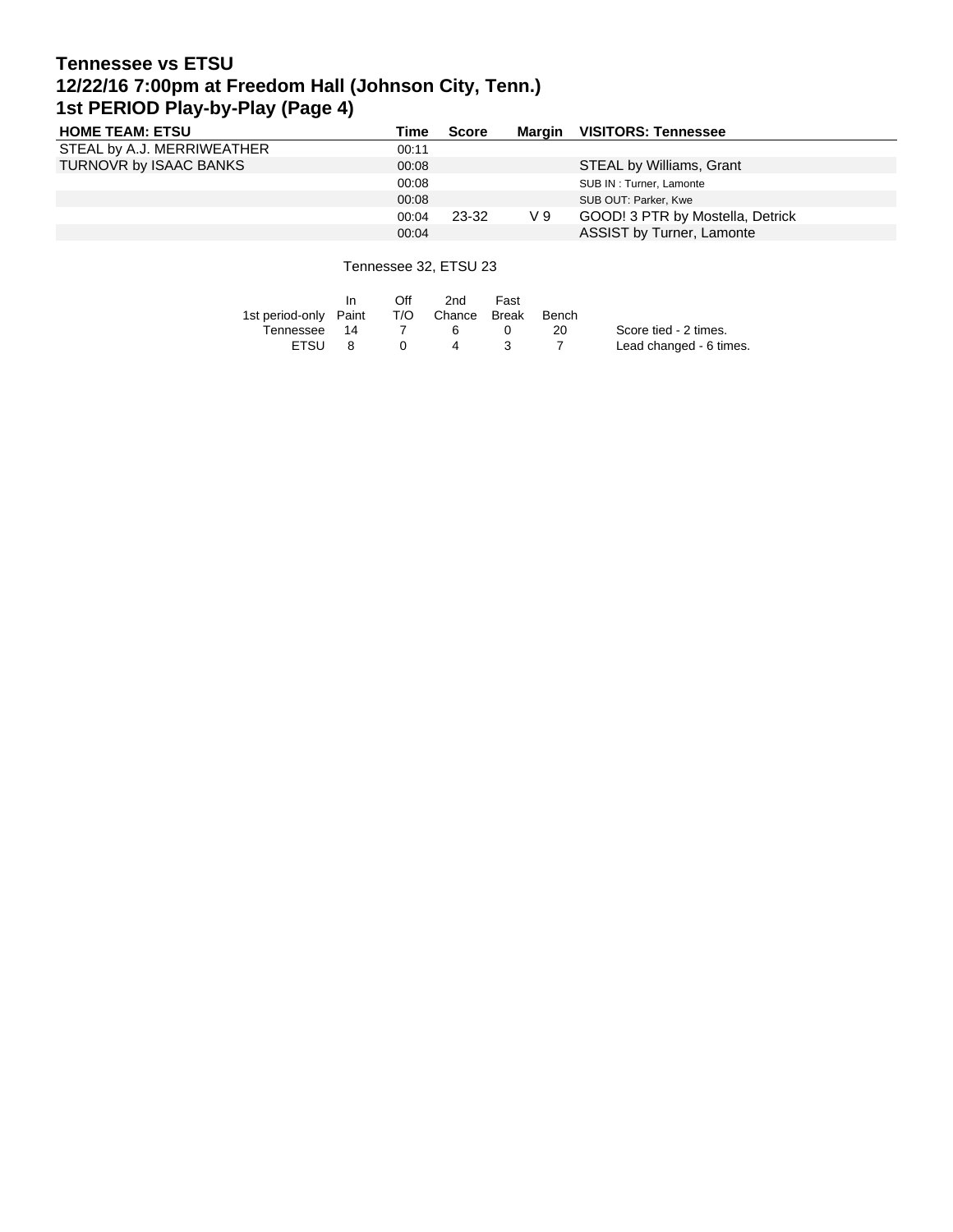# Tennessee vs ETSU
## 12/22/16 7:00pm at Freedom Hall (Johnson City, Tenn.)
## 1st PERIOD Play-by-Play (Page 4)

| HOME TEAM: ETSU | Time | Score | Margin | VISITORS: Tennessee |
|---|---|---|---|---|
| STEAL by A.J. MERRIWEATHER | 00:11 | | | |
| TURNOVR by ISAAC BANKS | 00:08 | | | STEAL by Williams, Grant |
| | 00:08 | | | SUB IN : Turner, Lamonte |
| | 00:08 | | | SUB OUT: Parker, Kwe |
| | 00:04 | 23-32 | V 9 | GOOD! 3 PTR by Mostella, Detrick |
| | 00:04 | | | ASSIST by Turner, Lamonte |

Tennessee 32, ETSU 23

| 1st period-only | In Paint | Off T/O | 2nd Chance | Fast Break | Bench |
|---|---|---|---|---|---|
| Tennessee | 14 | 7 | 6 | 0 | 20 |
| ETSU | 8 | 0 | 4 | 3 | 7 |

Score tied - 2 times.
Lead changed - 6 times.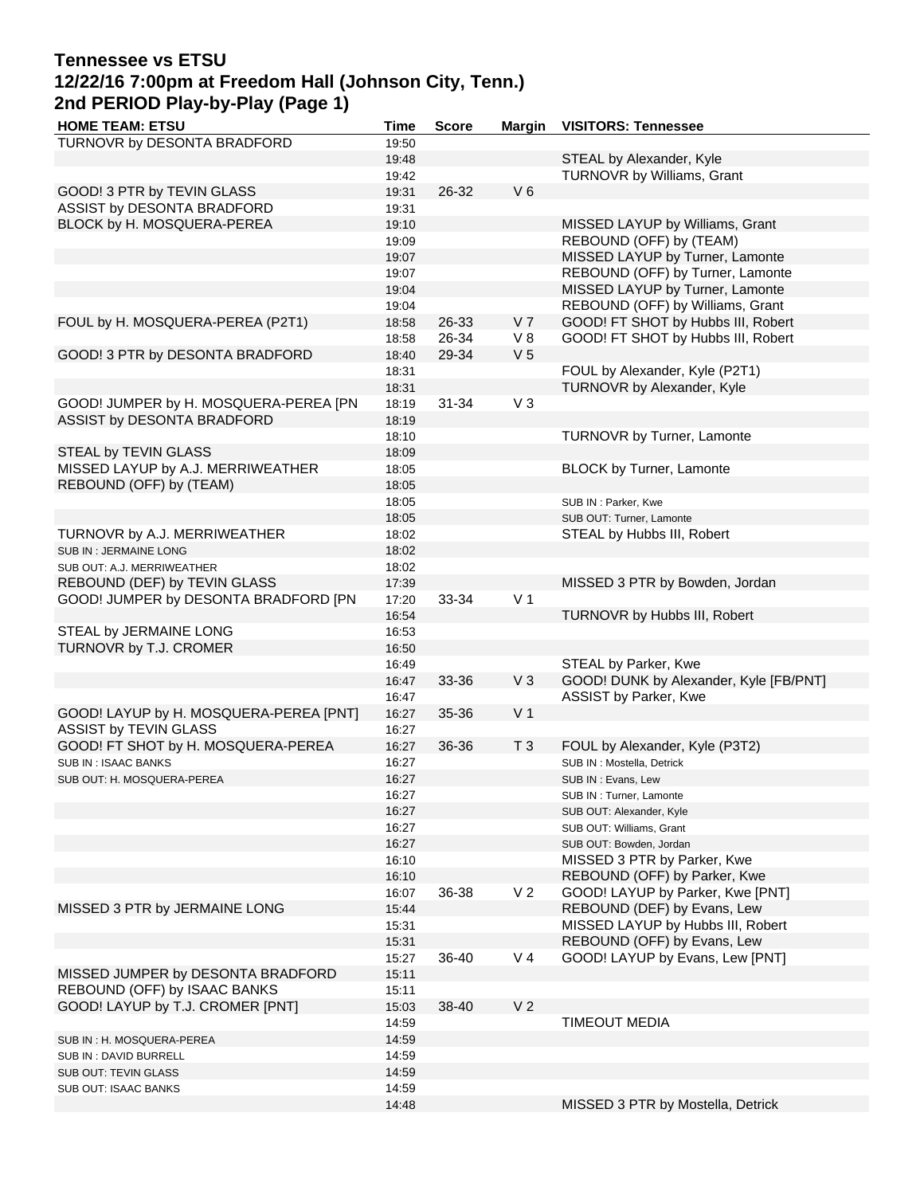# Tennessee vs ETSU
## 12/22/16 7:00pm at Freedom Hall (Johnson City, Tenn.)
## 2nd PERIOD Play-by-Play (Page 1)

| HOME TEAM: ETSU | Time | Score | Margin | VISITORS: Tennessee |
|---|---|---|---|---|
| TURNOVR by DESONTA BRADFORD | 19:50 | | | |
| | 19:48 | | | STEAL by Alexander, Kyle |
| | 19:42 | | | TURNOVR by Williams, Grant |
| GOOD! 3 PTR by TEVIN GLASS | 19:31 | 26-32 | V 6 | |
| ASSIST by DESONTA BRADFORD | 19:31 | | | |
| BLOCK by H. MOSQUERA-PEREA | 19:10 | | | MISSED LAYUP by Williams, Grant |
| | 19:09 | | | REBOUND (OFF) by (TEAM) |
| | 19:07 | | | MISSED LAYUP by Turner, Lamonte |
| | 19:07 | | | REBOUND (OFF) by Turner, Lamonte |
| | 19:04 | | | MISSED LAYUP by Turner, Lamonte |
| | 19:04 | | | REBOUND (OFF) by Williams, Grant |
| FOUL by H. MOSQUERA-PEREA (P2T1) | 18:58 | 26-33 | V 7 | GOOD! FT SHOT by Hubbs III, Robert |
| | 18:58 | 26-34 | V 8 | GOOD! FT SHOT by Hubbs III, Robert |
| GOOD! 3 PTR by DESONTA BRADFORD | 18:40 | 29-34 | V 5 | |
| | 18:31 | | | FOUL by Alexander, Kyle (P2T1) |
| | 18:31 | | | TURNOVR by Alexander, Kyle |
| GOOD! JUMPER by H. MOSQUERA-PEREA [PN | 18:19 | 31-34 | V 3 | |
| ASSIST by DESONTA BRADFORD | 18:19 | | | |
| | 18:10 | | | TURNOVR by Turner, Lamonte |
| STEAL by TEVIN GLASS | 18:09 | | | |
| MISSED LAYUP by A.J. MERRIWEATHER | 18:05 | | | BLOCK by Turner, Lamonte |
| REBOUND (OFF) by (TEAM) | 18:05 | | | |
| | 18:05 | | | SUB IN : Parker, Kwe |
| | 18:05 | | | SUB OUT: Turner, Lamonte |
| TURNOVR by A.J. MERRIWEATHER | 18:02 | | | STEAL by Hubbs III, Robert |
| SUB IN : JERMAINE LONG | 18:02 | | | |
| SUB OUT: A.J. MERRIWEATHER | 18:02 | | | |
| REBOUND (DEF) by TEVIN GLASS | 17:39 | | | MISSED 3 PTR by Bowden, Jordan |
| GOOD! JUMPER by DESONTA BRADFORD [PN | 17:20 | 33-34 | V 1 | |
| | 16:54 | | | TURNOVR by Hubbs III, Robert |
| STEAL by JERMAINE LONG | 16:53 | | | |
| TURNOVR by T.J. CROMER | 16:50 | | | |
| | 16:49 | | | STEAL by Parker, Kwe |
| | 16:47 | 33-36 | V 3 | GOOD! DUNK by Alexander, Kyle [FB/PNT] |
| | 16:47 | | | ASSIST by Parker, Kwe |
| GOOD! LAYUP by H. MOSQUERA-PEREA [PNT] | 16:27 | 35-36 | V 1 | |
| ASSIST by TEVIN GLASS | 16:27 | | | |
| GOOD! FT SHOT by H. MOSQUERA-PEREA | 16:27 | 36-36 | T 3 | FOUL by Alexander, Kyle (P3T2) |
| SUB IN : ISAAC BANKS | 16:27 | | | SUB IN : Mostella, Detrick |
| SUB OUT: H. MOSQUERA-PEREA | 16:27 | | | SUB IN : Evans, Lew |
| | 16:27 | | | SUB IN : Turner, Lamonte |
| | 16:27 | | | SUB OUT: Alexander, Kyle |
| | 16:27 | | | SUB OUT: Williams, Grant |
| | 16:27 | | | SUB OUT: Bowden, Jordan |
| | 16:10 | | | MISSED 3 PTR by Parker, Kwe |
| | 16:10 | | | REBOUND (OFF) by Parker, Kwe |
| | 16:07 | 36-38 | V 2 | GOOD! LAYUP by Parker, Kwe [PNT] |
| MISSED 3 PTR by JERMAINE LONG | 15:44 | | | REBOUND (DEF) by Evans, Lew |
| | 15:31 | | | MISSED LAYUP by Hubbs III, Robert |
| | 15:31 | | | REBOUND (OFF) by Evans, Lew |
| | 15:27 | 36-40 | V 4 | GOOD! LAYUP by Evans, Lew [PNT] |
| MISSED JUMPER by DESONTA BRADFORD | 15:11 | | | |
| REBOUND (OFF) by ISAAC BANKS | 15:11 | | | |
| GOOD! LAYUP by T.J. CROMER [PNT] | 15:03 | 38-40 | V 2 | |
| | 14:59 | | | TIMEOUT MEDIA |
| SUB IN : H. MOSQUERA-PEREA | 14:59 | | | |
| SUB IN : DAVID BURRELL | 14:59 | | | |
| SUB OUT: TEVIN GLASS | 14:59 | | | |
| SUB OUT: ISAAC BANKS | 14:59 | | | |
| | 14:48 | | | MISSED 3 PTR by Mostella, Detrick |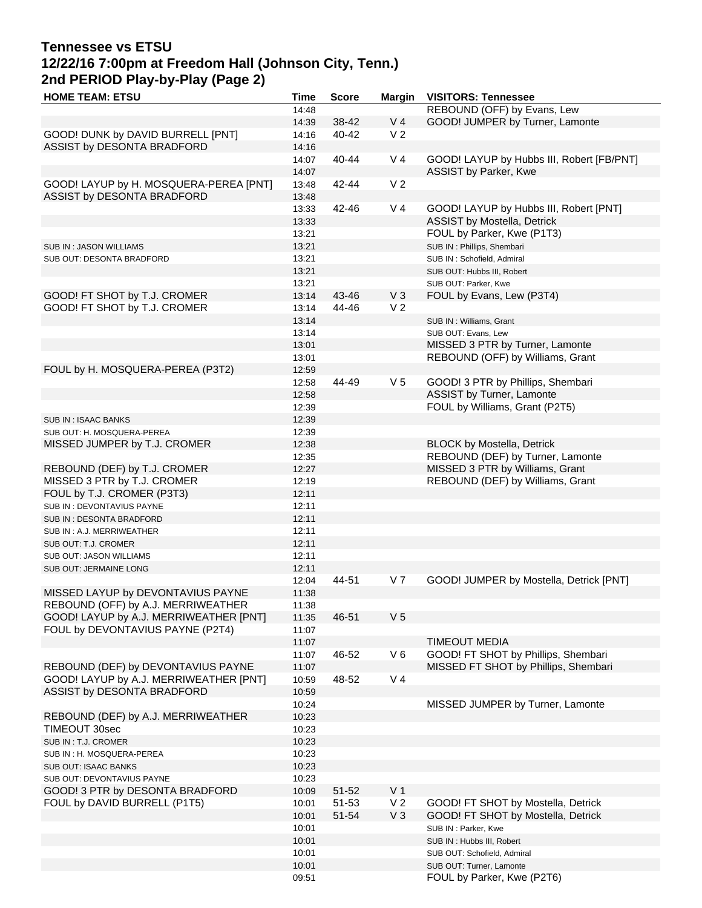# Tennessee vs ETSU
## 12/22/16 7:00pm at Freedom Hall (Johnson City, Tenn.)
## 2nd PERIOD Play-by-Play (Page 2)

| HOME TEAM: ETSU | Time | Score | Margin | VISITORS: Tennessee |
|---|---|---|---|---|
| | 14:48 | | | REBOUND (OFF) by Evans, Lew |
| | 14:39 | 38-42 | V 4 | GOOD! JUMPER by Turner, Lamonte |
| GOOD! DUNK by DAVID BURRELL [PNT] | 14:16 | 40-42 | V 2 | |
| ASSIST by DESONTA BRADFORD | 14:16 | | | |
| | 14:07 | 40-44 | V 4 | GOOD! LAYUP by Hubbs III, Robert [FB/PNT] |
| | 14:07 | | | ASSIST by Parker, Kwe |
| GOOD! LAYUP by H. MOSQUERA-PEREA [PNT] | 13:48 | 42-44 | V 2 | |
| ASSIST by DESONTA BRADFORD | 13:48 | | | |
| | 13:33 | 42-46 | V 4 | GOOD! LAYUP by Hubbs III, Robert [PNT] |
| | 13:33 | | | ASSIST by Mostella, Detrick |
| | 13:21 | | | FOUL by Parker, Kwe (P1T3) |
| SUB IN : JASON WILLIAMS | 13:21 | | | SUB IN : Phillips, Shembari |
| SUB OUT: DESONTA BRADFORD | 13:21 | | | SUB IN : Schofield, Admiral |
| | 13:21 | | | SUB OUT: Hubbs III, Robert |
| | 13:21 | | | SUB OUT: Parker, Kwe |
| GOOD! FT SHOT by T.J. CROMER | 13:14 | 43-46 | V 3 | FOUL by Evans, Lew (P3T4) |
| GOOD! FT SHOT by T.J. CROMER | 13:14 | 44-46 | V 2 | |
| | 13:14 | | | SUB IN : Williams, Grant |
| | 13:14 | | | SUB OUT: Evans, Lew |
| | 13:01 | | | MISSED 3 PTR by Turner, Lamonte |
| | 13:01 | | | REBOUND (OFF) by Williams, Grant |
| FOUL by H. MOSQUERA-PEREA (P3T2) | 12:59 | | | |
| | 12:58 | 44-49 | V 5 | GOOD! 3 PTR by Phillips, Shembari |
| | 12:58 | | | ASSIST by Turner, Lamonte |
| | 12:39 | | | FOUL by Williams, Grant (P2T5) |
| SUB IN : ISAAC BANKS | 12:39 | | | |
| SUB OUT: H. MOSQUERA-PEREA | 12:39 | | | |
| MISSED JUMPER by T.J. CROMER | 12:38 | | | BLOCK by Mostella, Detrick |
| | 12:35 | | | REBOUND (DEF) by Turner, Lamonte |
| REBOUND (DEF) by T.J. CROMER | 12:27 | | | MISSED 3 PTR by Williams, Grant |
| MISSED 3 PTR by T.J. CROMER | 12:19 | | | REBOUND (DEF) by Williams, Grant |
| FOUL by T.J. CROMER (P3T3) | 12:11 | | | |
| SUB IN : DEVONTAVIUS PAYNE | 12:11 | | | |
| SUB IN : DESONTA BRADFORD | 12:11 | | | |
| SUB IN : A.J. MERRIWEATHER | 12:11 | | | |
| SUB OUT: T.J. CROMER | 12:11 | | | |
| SUB OUT: JASON WILLIAMS | 12:11 | | | |
| SUB OUT: JERMAINE LONG | 12:11 | | | |
| | 12:04 | 44-51 | V 7 | GOOD! JUMPER by Mostella, Detrick [PNT] |
| MISSED LAYUP by DEVONTAVIUS PAYNE | 11:38 | | | |
| REBOUND (OFF) by A.J. MERRIWEATHER | 11:38 | | | |
| GOOD! LAYUP by A.J. MERRIWEATHER [PNT] | 11:35 | 46-51 | V 5 | |
| FOUL by DEVONTAVIUS PAYNE (P2T4) | 11:07 | | | |
| | 11:07 | | | TIMEOUT MEDIA |
| | 11:07 | 46-52 | V 6 | GOOD! FT SHOT by Phillips, Shembari |
| REBOUND (DEF) by DEVONTAVIUS PAYNE | 11:07 | | | MISSED FT SHOT by Phillips, Shembari |
| GOOD! LAYUP by A.J. MERRIWEATHER [PNT] | 10:59 | 48-52 | V 4 | |
| ASSIST by DESONTA BRADFORD | 10:59 | | | |
| | 10:24 | | | MISSED JUMPER by Turner, Lamonte |
| REBOUND (DEF) by A.J. MERRIWEATHER | 10:23 | | | |
| TIMEOUT 30sec | 10:23 | | | |
| SUB IN : T.J. CROMER | 10:23 | | | |
| SUB IN : H. MOSQUERA-PEREA | 10:23 | | | |
| SUB OUT: ISAAC BANKS | 10:23 | | | |
| SUB OUT: DEVONTAVIUS PAYNE | 10:23 | | | |
| GOOD! 3 PTR by DESONTA BRADFORD | 10:09 | 51-52 | V 1 | |
| FOUL by DAVID BURRELL (P1T5) | 10:01 | 51-53 | V 2 | GOOD! FT SHOT by Mostella, Detrick |
| | 10:01 | 51-54 | V 3 | GOOD! FT SHOT by Mostella, Detrick |
| | 10:01 | | | SUB IN : Parker, Kwe |
| | 10:01 | | | SUB IN : Hubbs III, Robert |
| | 10:01 | | | SUB OUT: Schofield, Admiral |
| | 10:01 | | | SUB OUT: Turner, Lamonte |
| | 09:51 | | | FOUL by Parker, Kwe (P2T6) |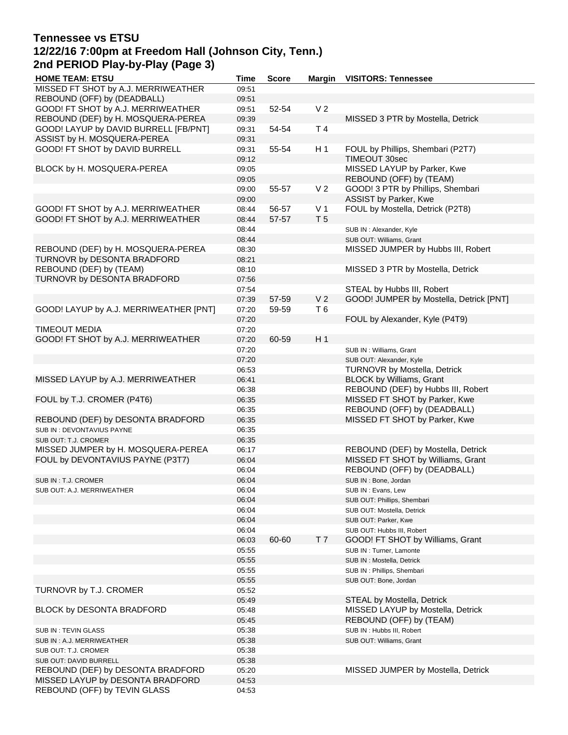# Tennessee vs ETSU
## 12/22/16 7:00pm at Freedom Hall (Johnson City, Tenn.)
## 2nd PERIOD Play-by-Play (Page 3)

| HOME TEAM: ETSU | Time | Score | Margin | VISITORS: Tennessee |
|---|---|---|---|---|
| MISSED FT SHOT by A.J. MERRIWEATHER | 09:51 | | | |
| REBOUND (OFF) by (DEADBALL) | 09:51 | | | |
| GOOD! FT SHOT by A.J. MERRIWEATHER | 09:51 | 52-54 | V 2 | |
| REBOUND (DEF) by H. MOSQUERA-PEREA | 09:39 | | | MISSED 3 PTR by Mostella, Detrick |
| GOOD! LAYUP by DAVID BURRELL [FB/PNT] | 09:31 | 54-54 | T 4 | |
| ASSIST by H. MOSQUERA-PEREA | 09:31 | | | |
| GOOD! FT SHOT by DAVID BURRELL | 09:31 | 55-54 | H 1 | FOUL by Phillips, Shembari (P2T7) |
| | 09:12 | | | TIMEOUT 30sec |
| BLOCK by H. MOSQUERA-PEREA | 09:05 | | | MISSED LAYUP by Parker, Kwe |
| | 09:05 | | | REBOUND (OFF) by (TEAM) |
| | 09:00 | 55-57 | V 2 | GOOD! 3 PTR by Phillips, Shembari |
| | 09:00 | | | ASSIST by Parker, Kwe |
| GOOD! FT SHOT by A.J. MERRIWEATHER | 08:44 | 56-57 | V 1 | FOUL by Mostella, Detrick (P2T8) |
| GOOD! FT SHOT by A.J. MERRIWEATHER | 08:44 | 57-57 | T 5 | |
| | 08:44 | | | SUB IN : Alexander, Kyle |
| | 08:44 | | | SUB OUT: Williams, Grant |
| REBOUND (DEF) by H. MOSQUERA-PEREA | 08:30 | | | MISSED JUMPER by Hubbs III, Robert |
| TURNOVR by DESONTA BRADFORD | 08:21 | | | |
| REBOUND (DEF) by (TEAM) | 08:10 | | | MISSED 3 PTR by Mostella, Detrick |
| TURNOVR by DESONTA BRADFORD | 07:56 | | | |
| | 07:54 | | | STEAL by Hubbs III, Robert |
| | 07:39 | 57-59 | V 2 | GOOD! JUMPER by Mostella, Detrick [PNT] |
| GOOD! LAYUP by A.J. MERRIWEATHER [PNT] | 07:20 | 59-59 | T 6 | |
| | 07:20 | | | FOUL by Alexander, Kyle (P4T9) |
| TIMEOUT MEDIA | 07:20 | | | |
| GOOD! FT SHOT by A.J. MERRIWEATHER | 07:20 | 60-59 | H 1 | |
| | 07:20 | | | SUB IN : Williams, Grant |
| | 07:20 | | | SUB OUT: Alexander, Kyle |
| | 06:53 | | | TURNOVR by Mostella, Detrick |
| MISSED LAYUP by A.J. MERRIWEATHER | 06:41 | | | BLOCK by Williams, Grant |
| | 06:38 | | | REBOUND (DEF) by Hubbs III, Robert |
| FOUL by T.J. CROMER (P4T6) | 06:35 | | | MISSED FT SHOT by Parker, Kwe |
| | 06:35 | | | REBOUND (OFF) by (DEADBALL) |
| REBOUND (DEF) by DESONTA BRADFORD | 06:35 | | | MISSED FT SHOT by Parker, Kwe |
| SUB IN : DEVONTAVIUS PAYNE | 06:35 | | | |
| SUB OUT: T.J. CROMER | 06:35 | | | |
| MISSED JUMPER by H. MOSQUERA-PEREA | 06:17 | | | REBOUND (DEF) by Mostella, Detrick |
| FOUL by DEVONTAVIUS PAYNE (P3T7) | 06:04 | | | MISSED FT SHOT by Williams, Grant |
| | 06:04 | | | REBOUND (OFF) by (DEADBALL) |
| SUB IN : T.J. CROMER | 06:04 | | | SUB IN : Bone, Jordan |
| SUB OUT: A.J. MERRIWEATHER | 06:04 | | | SUB IN : Evans, Lew |
| | 06:04 | | | SUB OUT: Phillips, Shembari |
| | 06:04 | | | SUB OUT: Mostella, Detrick |
| | 06:04 | | | SUB OUT: Parker, Kwe |
| | 06:04 | | | SUB OUT: Hubbs III, Robert |
| | 06:03 | 60-60 | T 7 | GOOD! FT SHOT by Williams, Grant |
| | 05:55 | | | SUB IN : Turner, Lamonte |
| | 05:55 | | | SUB IN : Mostella, Detrick |
| | 05:55 | | | SUB IN : Phillips, Shembari |
| | 05:55 | | | SUB OUT: Bone, Jordan |
| TURNOVR by T.J. CROMER | 05:52 | | | |
| | 05:49 | | | STEAL by Mostella, Detrick |
| BLOCK by DESONTA BRADFORD | 05:48 | | | MISSED LAYUP by Mostella, Detrick |
| | 05:45 | | | REBOUND (OFF) by (TEAM) |
| SUB IN : TEVIN GLASS | 05:38 | | | SUB IN : Hubbs III, Robert |
| SUB IN : A.J. MERRIWEATHER | 05:38 | | | SUB OUT: Williams, Grant |
| SUB OUT: T.J. CROMER | 05:38 | | | |
| SUB OUT: DAVID BURRELL | 05:38 | | | |
| REBOUND (DEF) by DESONTA BRADFORD | 05:20 | | | MISSED JUMPER by Mostella, Detrick |
| MISSED LAYUP by DESONTA BRADFORD | 04:53 | | | |
| REBOUND (OFF) by TEVIN GLASS | 04:53 | | | |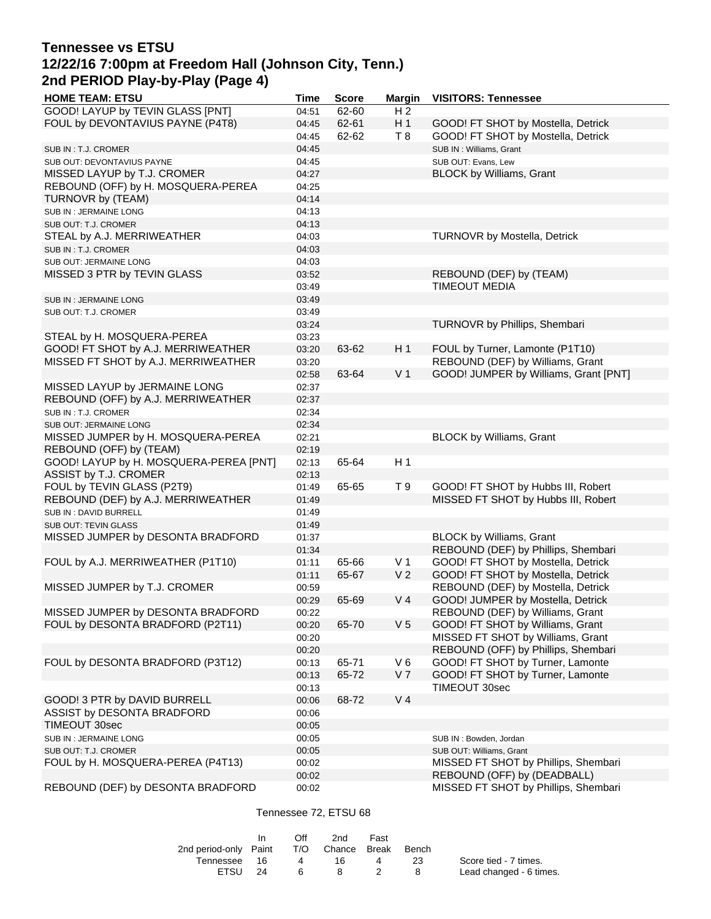# Tennessee vs ETSU
## 12/22/16 7:00pm at Freedom Hall (Johnson City, Tenn.)
## 2nd PERIOD Play-by-Play (Page 4)

| HOME TEAM: ETSU | Time | Score | Margin | VISITORS: Tennessee |
|---|---|---|---|---|
| GOOD! LAYUP by TEVIN GLASS [PNT] | 04:51 | 62-60 | H 2 | |
| FOUL by DEVONTAVIUS PAYNE (P4T8) | 04:45 | 62-61 | H 1 | GOOD! FT SHOT by Mostella, Detrick |
| | 04:45 | 62-62 | T 8 | GOOD! FT SHOT by Mostella, Detrick |
| SUB IN : T.J. CROMER | 04:45 | | | SUB IN : Williams, Grant |
| SUB OUT: DEVONTAVIUS PAYNE | 04:45 | | | SUB OUT: Evans, Lew |
| MISSED LAYUP by T.J. CROMER | 04:27 | | | BLOCK by Williams, Grant |
| REBOUND (OFF) by H. MOSQUERA-PEREA | 04:25 | | | |
| TURNOVR by (TEAM) | 04:14 | | | |
| SUB IN : JERMAINE LONG | 04:13 | | | |
| SUB OUT: T.J. CROMER | 04:13 | | | |
| STEAL by A.J. MERRIWEATHER | 04:03 | | | TURNOVR by Mostella, Detrick |
| SUB IN : T.J. CROMER | 04:03 | | | |
| SUB OUT: JERMAINE LONG | 04:03 | | | |
| MISSED 3 PTR by TEVIN GLASS | 03:52 | | | REBOUND (DEF) by (TEAM) |
| | 03:49 | | | TIMEOUT MEDIA |
| SUB IN : JERMAINE LONG | 03:49 | | | |
| SUB OUT: T.J. CROMER | 03:49 | | | |
| | 03:24 | | | TURNOVR by Phillips, Shembari |
| STEAL by H. MOSQUERA-PEREA | 03:23 | | | |
| GOOD! FT SHOT by A.J. MERRIWEATHER | 03:20 | 63-62 | H 1 | FOUL by Turner, Lamonte (P1T10) |
| MISSED FT SHOT by A.J. MERRIWEATHER | 03:20 | | | REBOUND (DEF) by Williams, Grant |
| | 02:58 | 63-64 | V 1 | GOOD! JUMPER by Williams, Grant [PNT] |
| MISSED LAYUP by JERMAINE LONG | 02:37 | | | |
| REBOUND (OFF) by A.J. MERRIWEATHER | 02:37 | | | |
| SUB IN : T.J. CROMER | 02:34 | | | |
| SUB OUT: JERMAINE LONG | 02:34 | | | |
| MISSED JUMPER by H. MOSQUERA-PEREA | 02:21 | | | BLOCK by Williams, Grant |
| REBOUND (OFF) by (TEAM) | 02:19 | | | |
| GOOD! LAYUP by H. MOSQUERA-PEREA [PNT] | 02:13 | 65-64 | H 1 | |
| ASSIST by T.J. CROMER | 02:13 | | | |
| FOUL by TEVIN GLASS (P2T9) | 01:49 | 65-65 | T 9 | GOOD! FT SHOT by Hubbs III, Robert |
| REBOUND (DEF) by A.J. MERRIWEATHER | 01:49 | | | MISSED FT SHOT by Hubbs III, Robert |
| SUB IN : DAVID BURRELL | 01:49 | | | |
| SUB OUT: TEVIN GLASS | 01:49 | | | |
| MISSED JUMPER by DESONTA BRADFORD | 01:37 | | | BLOCK by Williams, Grant |
| | 01:34 | | | REBOUND (DEF) by Phillips, Shembari |
| FOUL by A.J. MERRIWEATHER (P1T10) | 01:11 | 65-66 | V 1 | GOOD! FT SHOT by Mostella, Detrick |
| | 01:11 | 65-67 | V 2 | GOOD! FT SHOT by Mostella, Detrick |
| MISSED JUMPER by T.J. CROMER | 00:59 | | | REBOUND (DEF) by Mostella, Detrick |
| | 00:29 | 65-69 | V 4 | GOOD! JUMPER by Mostella, Detrick |
| MISSED JUMPER by DESONTA BRADFORD | 00:22 | | | REBOUND (DEF) by Williams, Grant |
| FOUL by DESONTA BRADFORD (P2T11) | 00:20 | 65-70 | V 5 | GOOD! FT SHOT by Williams, Grant |
| | 00:20 | | | MISSED FT SHOT by Williams, Grant |
| | 00:20 | | | REBOUND (OFF) by Phillips, Shembari |
| FOUL by DESONTA BRADFORD (P3T12) | 00:13 | 65-71 | V 6 | GOOD! FT SHOT by Turner, Lamonte |
| | 00:13 | 65-72 | V 7 | GOOD! FT SHOT by Turner, Lamonte |
| | 00:13 | | | TIMEOUT 30sec |
| GOOD! 3 PTR by DAVID BURRELL | 00:06 | 68-72 | V 4 | |
| ASSIST by DESONTA BRADFORD | 00:06 | | | |
| TIMEOUT 30sec | 00:05 | | | |
| SUB IN : JERMAINE LONG | 00:05 | | | SUB IN : Bowden, Jordan |
| SUB OUT: T.J. CROMER | 00:05 | | | SUB OUT: Williams, Grant |
| FOUL by H. MOSQUERA-PEREA (P4T13) | 00:02 | | | MISSED FT SHOT by Phillips, Shembari |
| | 00:02 | | | REBOUND (OFF) by (DEADBALL) |
| REBOUND (DEF) by DESONTA BRADFORD | 00:02 | | | MISSED FT SHOT by Phillips, Shembari |

Tennessee 72, ETSU 68

| 2nd period-only | In Paint | Off T/O | 2nd Chance | Fast Break | Bench |
|---|---|---|---|---|---|
| Tennessee | 16 | 4 | 16 | 4 | 23 |
| ETSU | 24 | 6 | 8 | 2 | 8 |

Score tied - 7 times.
Lead changed - 6 times.